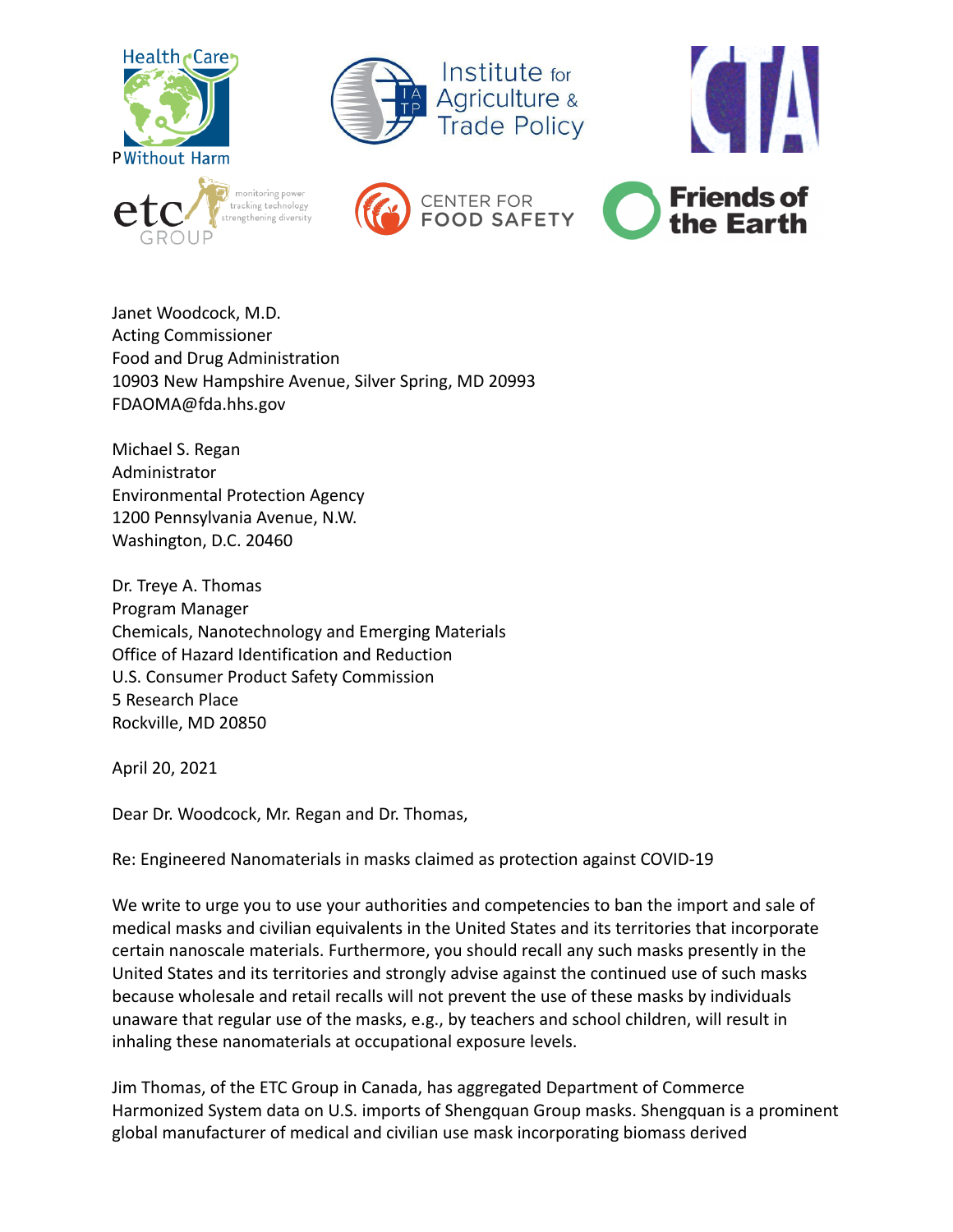Janet Woodcock, M.D.
Acting Commissioner
Food and Drug Administration
10903 New Hampshire Avenue, Silver Spring, MD 20993
FDAOMA@fda.hhs.gov

Michael S. Regan
Administrator
Environmental Protection Agency
1200 Pennsylvania Avenue, N.W.
Washington, D.C. 20460

Dr. Treye A. Thomas
Program Manager
Chemicals, Nanotechnology and Emerging Materials
Office of Hazard Identification and Reduction
U.S. Consumer Product Safety Commission
5 Research Place
Rockville, MD 20850

April 20, 2021

Dear Dr. Woodcock, Mr. Regan and Dr. Thomas,

Re: Engineered Nanomaterials in masks claimed as protection against COVID-19

We write to urge you to use your authorities and competencies to ban the import and sale of medical masks and civilian equivalents in the United States and its territories that incorporate certain nanoscale materials. Furthermore, you should recall any such masks presently in the United States and its territories and strongly advise against the continued use of such masks because wholesale and retail recalls will not prevent the use of these masks by individuals unaware that regular use of the masks, e.g., by teachers and school children, will result in inhaling these nanomaterials at occupational exposure levels.

Jim Thomas, of the ETC Group in Canada, has aggregated Department of Commerce Harmonized System data on U.S. imports of Shengquan Group masks. Shengquan is a prominent global manufacturer of medical and civilian use mask incorporating biomass derived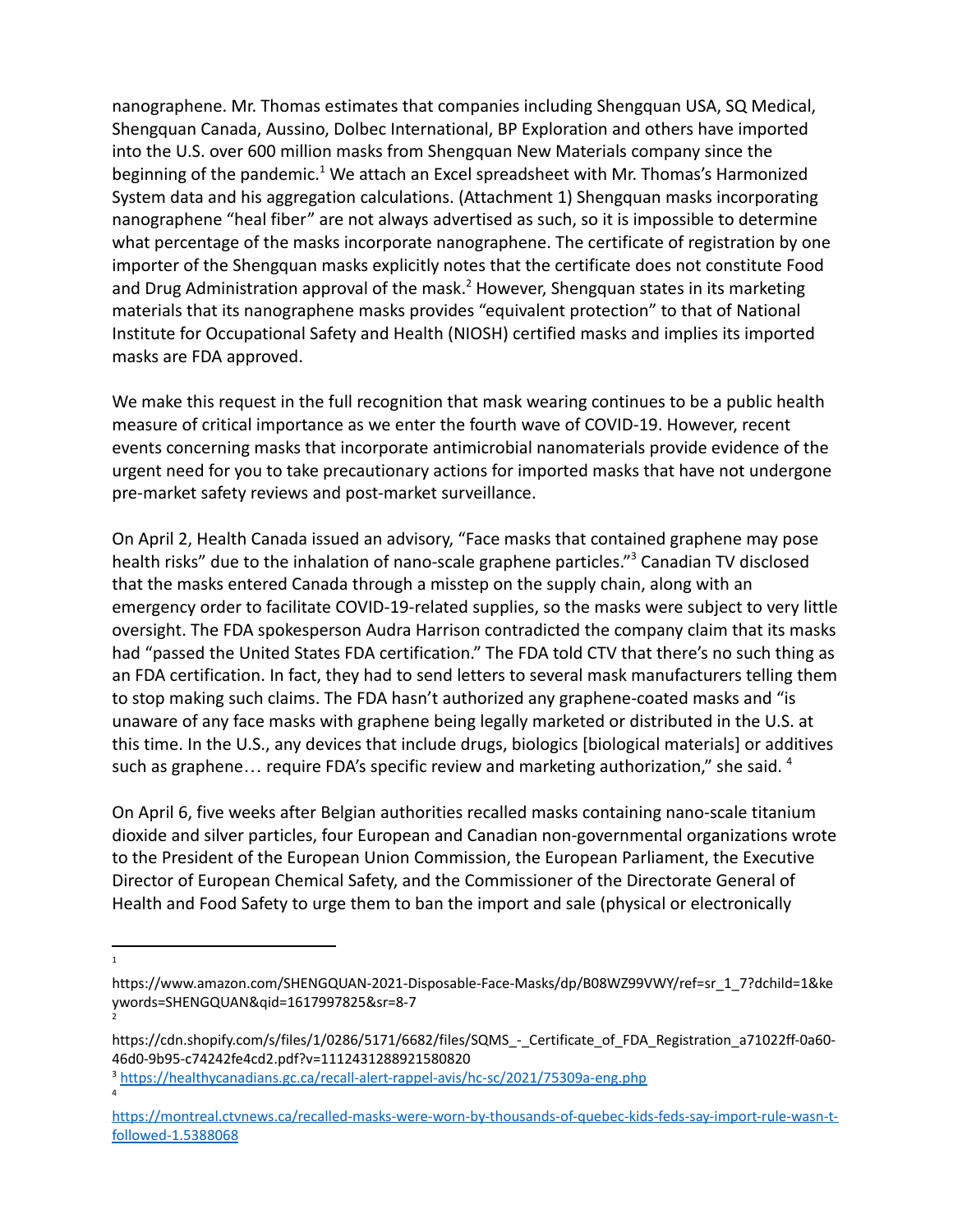nanographene. Mr. Thomas estimates that companies including Shengquan USA, SQ Medical, Shengquan Canada, Aussino, Dolbec International, BP Exploration and others have imported into the U.S. over 600 million masks from Shengquan New Materials company since the beginning of the pandemic.[1] We attach an Excel spreadsheet with Mr. Thomas's Harmonized System data and his aggregation calculations. (Attachment 1) Shengquan masks incorporating nanographene "heal fiber" are not always advertised as such, so it is impossible to determine what percentage of the masks incorporate nanographene. The certificate of registration by one importer of the Shengquan masks explicitly notes that the certificate does not constitute Food and Drug Administration approval of the mask.[2] However, Shengquan states in its marketing materials that its nanographene masks provides "equivalent protection" to that of National Institute for Occupational Safety and Health (NIOSH) certified masks and implies its imported masks are FDA approved.

We make this request in the full recognition that mask wearing continues to be a public health measure of critical importance as we enter the fourth wave of COVID-19. However, recent events concerning masks that incorporate antimicrobial nanomaterials provide evidence of the urgent need for you to take precautionary actions for imported masks that have not undergone pre-market safety reviews and post-market surveillance.

On April 2, Health Canada issued an advisory, "Face masks that contained graphene may pose health risks" due to the inhalation of nano-scale graphene particles."[3] Canadian TV disclosed that the masks entered Canada through a misstep on the supply chain, along with an emergency order to facilitate COVID-19-related supplies, so the masks were subject to very little oversight. The FDA spokesperson Audra Harrison contradicted the company claim that its masks had "passed the United States FDA certification." The FDA told CTV that there's no such thing as an FDA certification. In fact, they had to send letters to several mask manufacturers telling them to stop making such claims. The FDA hasn't authorized any graphene-coated masks and "is unaware of any face masks with graphene being legally marketed or distributed in the U.S. at this time. In the U.S., any devices that include drugs, biologics [biological materials] or additives such as graphene… require FDA's specific review and marketing authorization," she said. [4]

On April 6, five weeks after Belgian authorities recalled masks containing nano-scale titanium dioxide and silver particles, four European and Canadian non-governmental organizations wrote to the President of the European Union Commission, the European Parliament, the Executive Director of European Chemical Safety, and the Commissioner of the Directorate General of Health and Food Safety to urge them to ban the import and sale (physical or electronically

---

[1] https://www.amazon.com/SHENGQUAN-2021-Disposable-Face-Masks/dp/B08WZ99VWY/ref=sr_1_7?dchild=1&keywords=SHENGQUAN&qid=1617997825&sr=8-7

[2] https://cdn.shopify.com/s/files/1/0286/5171/6682/files/SQMS_-_Certificate_of_FDA_Registration_a71022ff-0a60-46d0-9b95-c74242fe4cd2.pdf?v=1112431288921580820

[3] https://healthycanadians.gc.ca/recall-alert-rappel-avis/hc-sc/2021/75309a-eng.php

[4] https://montreal.ctvnews.ca/recalled-masks-were-worn-by-thousands-of-quebec-kids-feds-say-import-rule-wasn-t-followed-1.5388068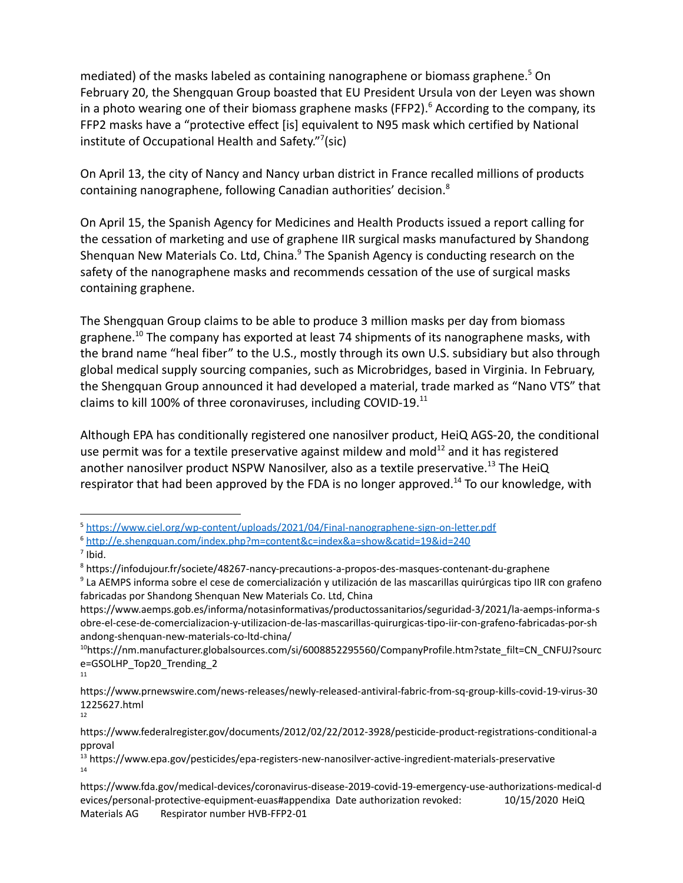mediated) of the masks labeled as containing nanographene or biomass graphene.[5] On February 20, the Shengquan Group boasted that EU President Ursula von der Leyen was shown in a photo wearing one of their biomass graphene masks (FFP2).[6] According to the company, its FFP2 masks have a "protective effect [is] equivalent to N95 mask which certified by National institute of Occupational Health and Safety."[7](sic)

On April 13, the city of Nancy and Nancy urban district in France recalled millions of products containing nanographene, following Canadian authorities' decision.[8]

On April 15, the Spanish Agency for Medicines and Health Products issued a report calling for the cessation of marketing and use of graphene IIR surgical masks manufactured by Shandong Shenquan New Materials Co. Ltd, China.[9] The Spanish Agency is conducting research on the safety of the nanographene masks and recommends cessation of the use of surgical masks containing graphene.

The Shengquan Group claims to be able to produce 3 million masks per day from biomass graphene.[10] The company has exported at least 74 shipments of its nanographene masks, with the brand name "heal fiber" to the U.S., mostly through its own U.S. subsidiary but also through global medical supply sourcing companies, such as Microbridges, based in Virginia. In February, the Shengquan Group announced it had developed a material, trade marked as "Nano VTS" that claims to kill 100% of three coronaviruses, including COVID-19.[11]

Although EPA has conditionally registered one nanosilver product, HeiQ AGS-20, the conditional use permit was for a textile preservative against mildew and mold[12] and it has registered another nanosilver product NSPW Nanosilver, also as a textile preservative.[13] The HeiQ respirator that had been approved by the FDA is no longer approved.[14] To our knowledge, with

---

[5] https://www.ciel.org/wp-content/uploads/2021/04/Final-nanographene-sign-on-letter.pdf

[6] http://e.shengquan.com/index.php?m=content&c=index&a=show&catid=19&id=240

[7] Ibid.

[8] https://infodujour.fr/societe/48267-nancy-precautions-a-propos-des-masques-contenant-du-graphene

[9] La AEMPS informa sobre el cese de comercialización y utilización de las mascarillas quirúrgicas tipo IIR con grafeno fabricadas por Shandong Shenquan New Materials Co. Ltd, China https://www.aemps.gob.es/informa/notasinformativas/productossanitarios/seguridad-3/2021/la-aemps-informa-sobre-el-cese-de-comercializacion-y-utilizacion-de-las-mascarillas-quirurgicas-tipo-iir-con-grafeno-fabricadas-por-shandong-shenquan-new-materials-co-ltd-china/

[10] https://nm.manufacturer.globalsources.com/si/6008852295560/CompanyProfile.htm?state_filt=CN_CNFUJ?source=GSOLHP_Top20_Trending_2

[11] https://www.prnewswire.com/news-releases/newly-released-antiviral-fabric-from-sq-group-kills-covid-19-virus-301225627.html

[12] https://www.federalregister.gov/documents/2012/02/22/2012-3928/pesticide-product-registrations-conditional-approval

[13] https://www.epa.gov/pesticides/epa-registers-new-nanosilver-active-ingredient-materials-preservative

[14] https://www.fda.gov/medical-devices/coronavirus-disease-2019-covid-19-emergency-use-authorizations-medical-devices/personal-protective-equipment-euas#appendixa Date authorization revoked: 10/15/2020 HeiQ Materials AG Respirator number HVB-FFP2-01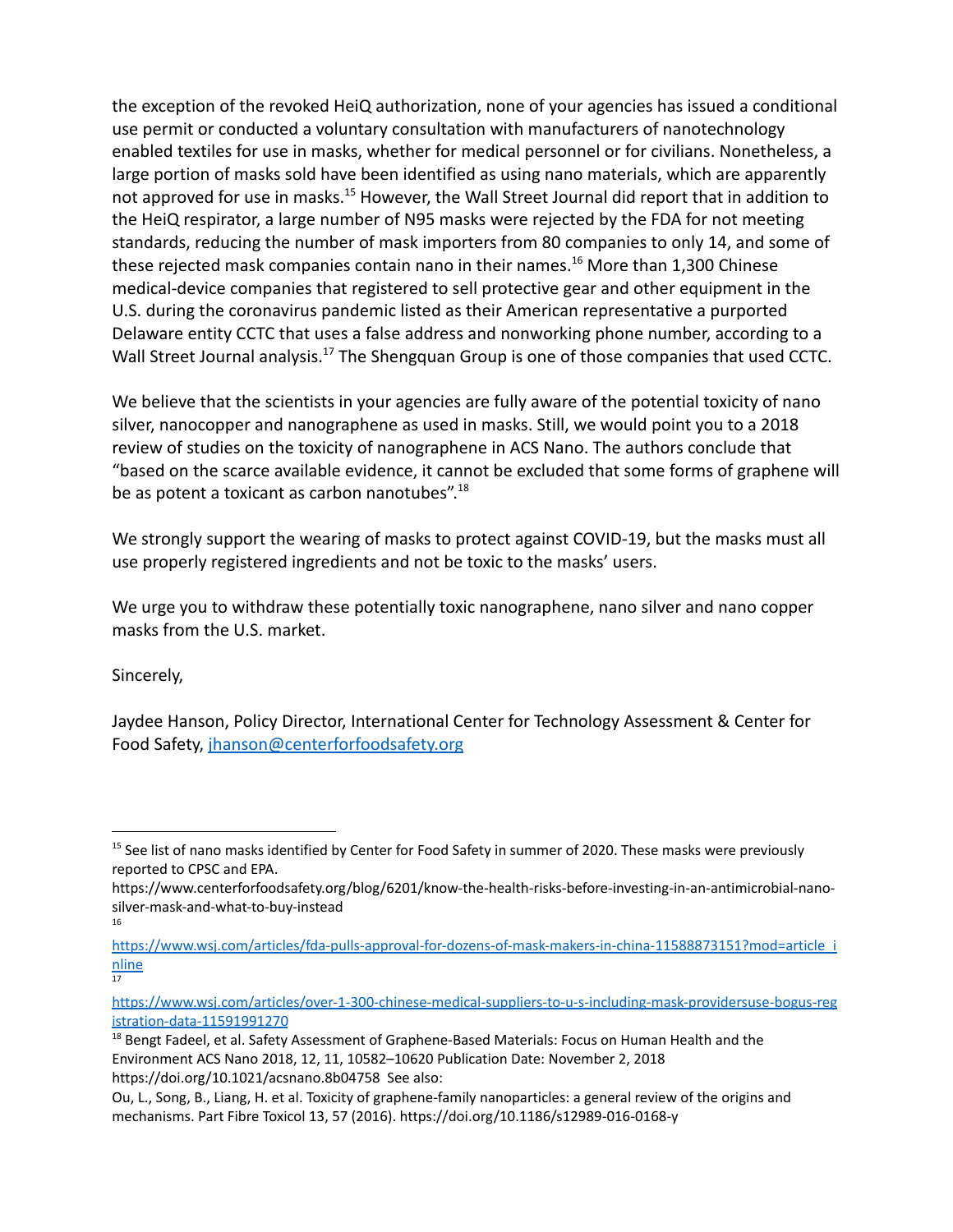the exception of the revoked HeiQ authorization, none of your agencies has issued a conditional use permit or conducted a voluntary consultation with manufacturers of nanotechnology enabled textiles for use in masks, whether for medical personnel or for civilians. Nonetheless, a large portion of masks sold have been identified as using nano materials, which are apparently not approved for use in masks.[15] However, the Wall Street Journal did report that in addition to the HeiQ respirator, a large number of N95 masks were rejected by the FDA for not meeting standards, reducing the number of mask importers from 80 companies to only 14, and some of these rejected mask companies contain nano in their names.[16] More than 1,300 Chinese medical-device companies that registered to sell protective gear and other equipment in the U.S. during the coronavirus pandemic listed as their American representative a purported Delaware entity CCTC that uses a false address and nonworking phone number, according to a Wall Street Journal analysis.[17] The Shengquan Group is one of those companies that used CCTC.

We believe that the scientists in your agencies are fully aware of the potential toxicity of nano silver, nanocopper and nanographene as used in masks. Still, we would point you to a 2018 review of studies on the toxicity of nanographene in ACS Nano. The authors conclude that "based on the scarce available evidence, it cannot be excluded that some forms of graphene will be as potent a toxicant as carbon nanotubes".[18]

We strongly support the wearing of masks to protect against COVID-19, but the masks must all use properly registered ingredients and not be toxic to the masks' users.

We urge you to withdraw these potentially toxic nanographene, nano silver and nano copper masks from the U.S. market.

Sincerely,

Jaydee Hanson, Policy Director, International Center for Technology Assessment & Center for Food Safety, jhanson@centerforfoodsafety.org

---

[15] See list of nano masks identified by Center for Food Safety in summer of 2020. These masks were previously reported to CPSC and EPA. https://www.centerforfoodsafety.org/blog/6201/know-the-health-risks-before-investing-in-an-antimicrobial-nano-silver-mask-and-what-to-buy-instead

[16] https://www.wsj.com/articles/fda-pulls-approval-for-dozens-of-mask-makers-in-china-11588873151?mod=article_inline

[17] https://www.wsj.com/articles/over-1-300-chinese-medical-suppliers-to-u-s-including-mask-providersuse-bogus-registration-data-11591991270

[18] Bengt Fadeel, et al. Safety Assessment of Graphene-Based Materials: Focus on Human Health and the Environment ACS Nano 2018, 12, 11, 10582–10620 Publication Date: November 2, 2018 https://doi.org/10.1021/acsnano.8b04758 See also: Ou, L., Song, B., Liang, H. et al. Toxicity of graphene-family nanoparticles: a general review of the origins and mechanisms. Part Fibre Toxicol 13, 57 (2016). https://doi.org/10.1186/s12989-016-0168-y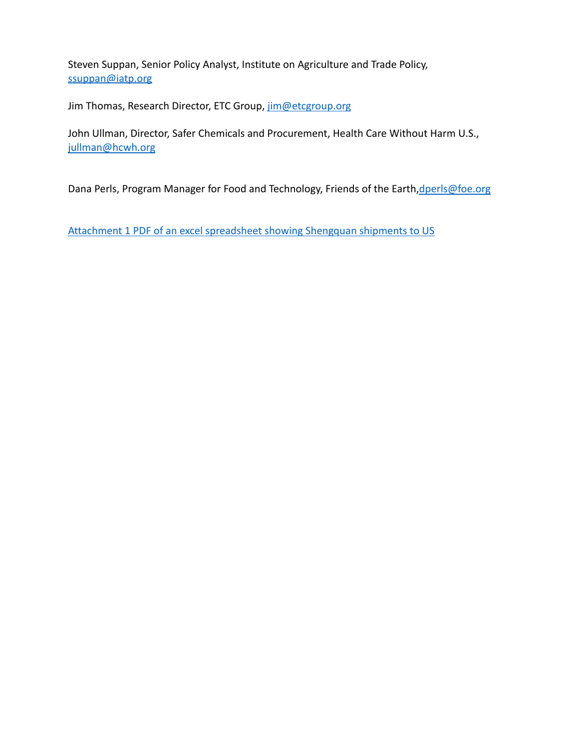Steven Suppan, Senior Policy Analyst, Institute on Agriculture and Trade Policy, [ssuppan@iatp.org](mailto:ssuppan@iatp.org)

Jim Thomas, Research Director, ETC Group, [jim@etcgroup.org](mailto:jim@etcgroup.org)

John Ullman, Director, Safer Chemicals and Procurement, Health Care Without Harm U.S., [jullman@hcwh.org](mailto:jullman@hcwh.org)

Dana Perls, Program Manager for Food and Technology, Friends of the Earth,[dperls@foe.org](mailto:dperls@foe.org)

[Attachment 1 PDF of an excel spreadsheet showing Shengquan shipments to US]()